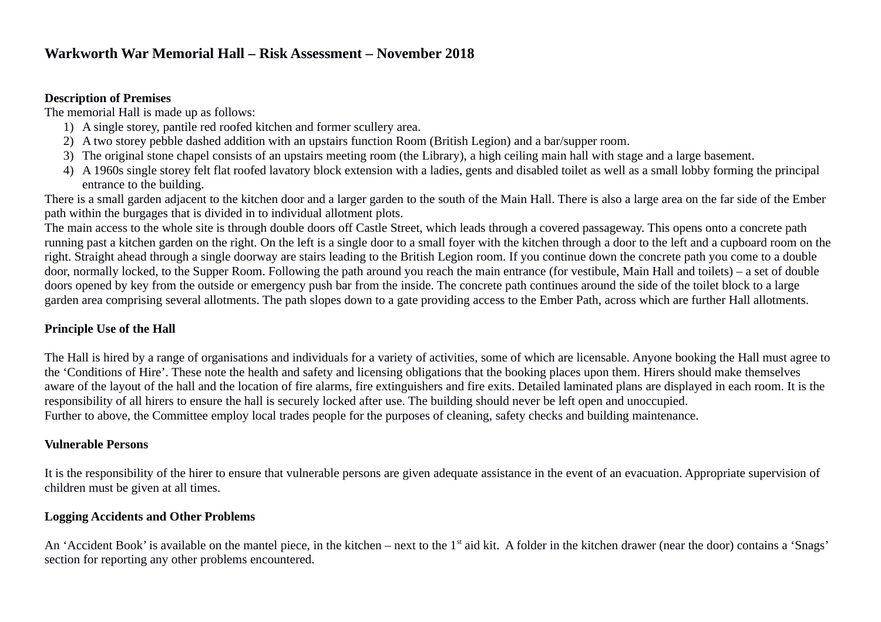# Warkworth War Memorial Hall – Risk Assessment – November 2018

**Description of Premises**

The memorial Hall is made up as follows:

1) A single storey, pantile red roofed kitchen and former scullery area.
2) A two storey pebble dashed addition with an upstairs function Room (British Legion) and a bar/supper room.
3) The original stone chapel consists of an upstairs meeting room (the Library), a high ceiling main hall with stage and a large basement.
4) A 1960s single storey felt flat roofed lavatory block extension with a ladies, gents and disabled toilet as well as a small lobby forming the principal entrance to the building.

There is a small garden adjacent to the kitchen door and a larger garden to the south of the Main Hall. There is also a large area on the far side of the Ember path within the burgages that is divided in to individual allotment plots.

The main access to the whole site is through double doors off Castle Street, which leads through a covered passageway. This opens onto a concrete path running past a kitchen garden on the right. On the left is a single door to a small foyer with the kitchen through a door to the left and a cupboard room on the right. Straight ahead through a single doorway are stairs leading to the British Legion room. If you continue down the concrete path you come to a double door, normally locked, to the Supper Room. Following the path around you reach the main entrance (for vestibule, Main Hall and toilets) – a set of double doors opened by key from the outside or emergency push bar from the inside. The concrete path continues around the side of the toilet block to a large garden area comprising several allotments. The path slopes down to a gate providing access to the Ember Path, across which are further Hall allotments.

**Principle Use of the Hall**

The Hall is hired by a range of organisations and individuals for a variety of activities, some of which are licensable. Anyone booking the Hall must agree to the 'Conditions of Hire'. These note the health and safety and licensing obligations that the booking places upon them. Hirers should make themselves aware of the layout of the hall and the location of fire alarms, fire extinguishers and fire exits. Detailed laminated plans are displayed in each room. It is the responsibility of all hirers to ensure the hall is securely locked after use. The building should never be left open and unoccupied.

Further to above, the Committee employ local trades people for the purposes of cleaning, safety checks and building maintenance.

**Vulnerable Persons**

It is the responsibility of the hirer to ensure that vulnerable persons are given adequate assistance in the event of an evacuation. Appropriate supervision of children must be given at all times.

**Logging Accidents and Other Problems**

An 'Accident Book' is available on the mantel piece, in the kitchen – next to the 1st aid kit. A folder in the kitchen drawer (near the door) contains a 'Snags' section for reporting any other problems encountered.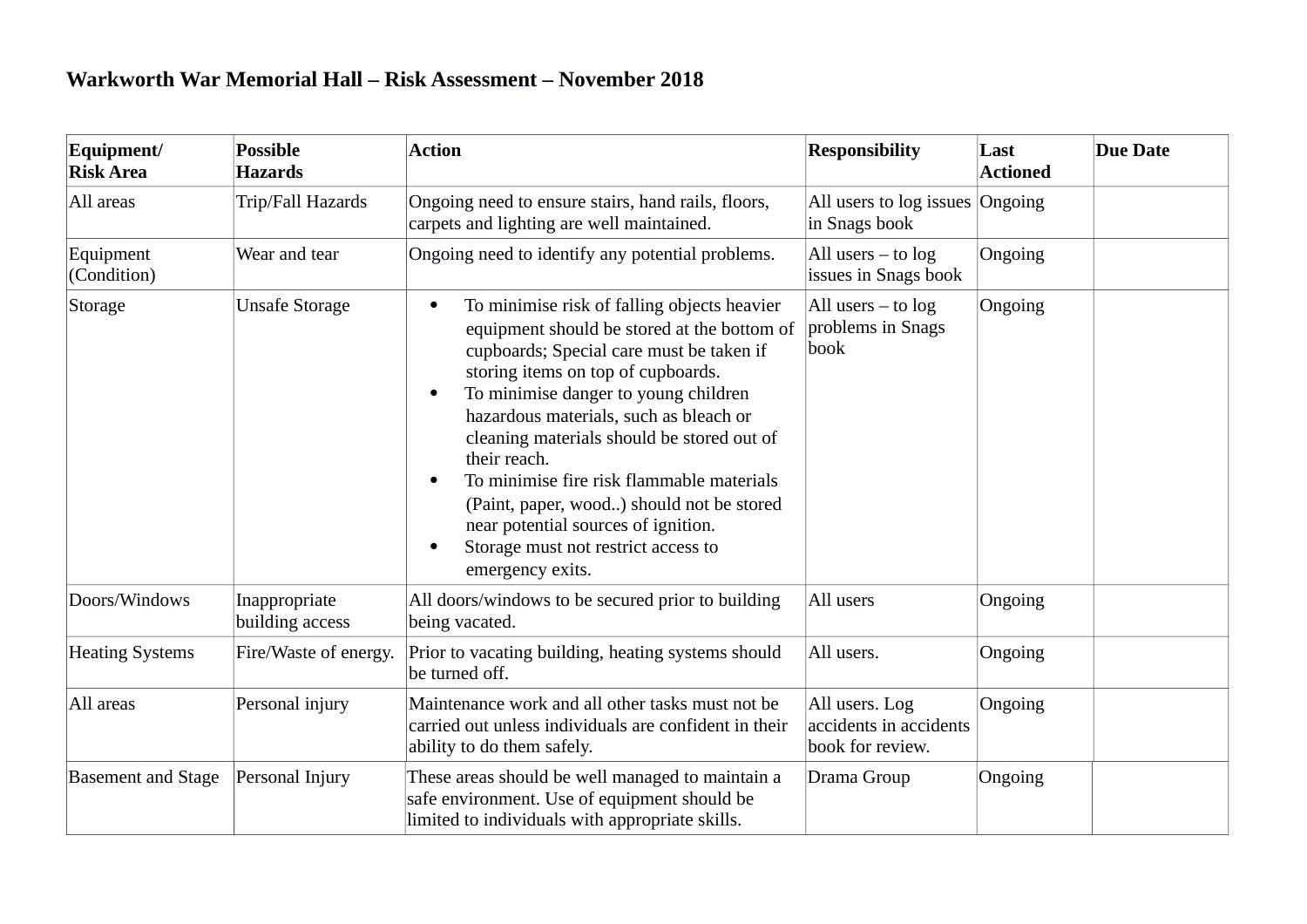**Warkworth War Memorial Hall – Risk Assessment – November 2018**

| Equipment/ Risk Area | Possible Hazards | Action | Responsibility | Last Actioned | Due Date |
|---|---|---|---|---|---|
| All areas | Trip/Fall Hazards | Ongoing need to ensure stairs, hand rails, floors, carpets and lighting are well maintained. | All users to log issues in Snags book | Ongoing | |
| Equipment (Condition) | Wear and tear | Ongoing need to identify any potential problems. | All users – to log issues in Snags book | Ongoing | |
| Storage | Unsafe Storage | • To minimise risk of falling objects heavier equipment should be stored at the bottom of cupboards; Special care must be taken if storing items on top of cupboards. <br> • To minimise danger to young children hazardous materials, such as bleach or cleaning materials should be stored out of their reach. <br> • To minimise fire risk flammable materials (Paint, paper, wood..) should not be stored near potential sources of ignition. <br> • Storage must not restrict access to emergency exits. | All users – to log problems in Snags book | Ongoing | |
| Doors/Windows | Inappropriate building access | All doors/windows to be secured prior to building being vacated. | All users | Ongoing | |
| Heating Systems | Fire/Waste of energy. | Prior to vacating building, heating systems should be turned off. | All users. | Ongoing | |
| All areas | Personal injury | Maintenance work and all other tasks must not be carried out unless individuals are confident in their ability to do them safely. | All users. Log accidents in accidents book for review. | Ongoing | |
| Basement and Stage | Personal Injury | These areas should be well managed to maintain a safe environment. Use of equipment should be limited to individuals with appropriate skills. | Drama Group | Ongoing | |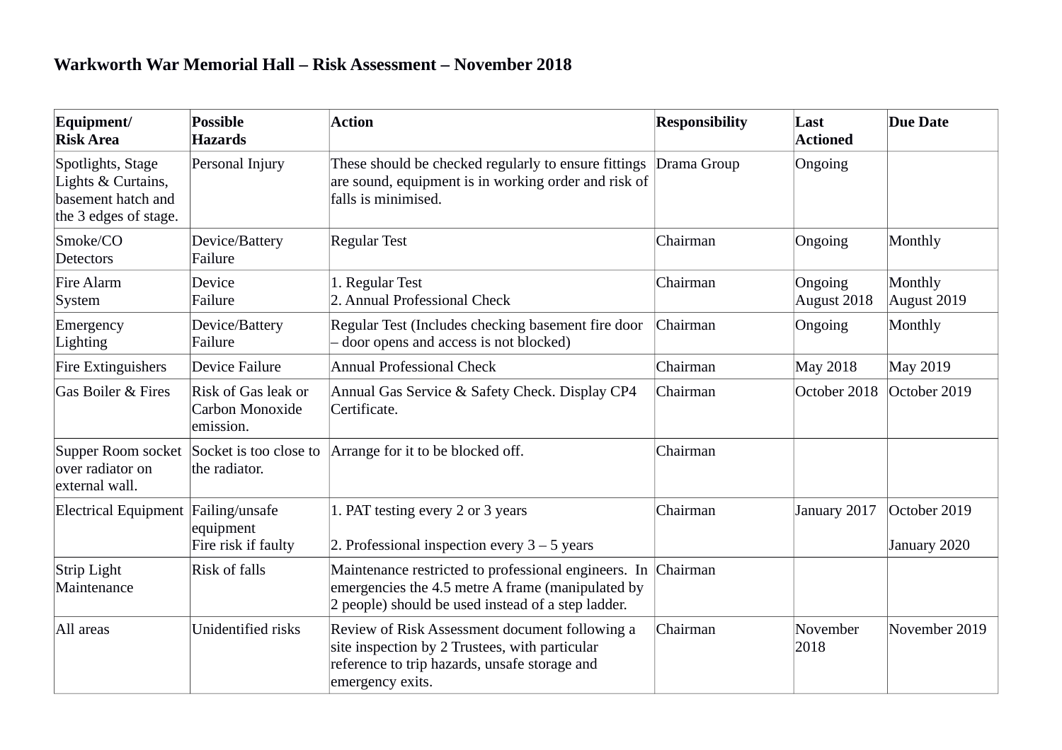**Warkworth War Memorial Hall – Risk Assessment – November 2018**

| Equipment/ Risk Area | Possible Hazards | Action | Responsibility | Last Actioned | Due Date |
|---|---|---|---|---|---|
| Spotlights, Stage Lights & Curtains, basement hatch and the 3 edges of stage. | Personal Injury | These should be checked regularly to ensure fittings are sound, equipment is in working order and risk of falls is minimised. | Drama Group | Ongoing | |
| Smoke/CO Detectors | Device/Battery Failure | Regular Test | Chairman | Ongoing | Monthly |
| Fire Alarm System | Device Failure | 1. Regular Test<br>2. Annual Professional Check | Chairman | Ongoing<br>August 2018 | Monthly<br>August 2019 |
| Emergency Lighting | Device/Battery Failure | Regular Test (Includes checking basement fire door – door opens and access is not blocked) | Chairman | Ongoing | Monthly |
| Fire Extinguishers | Device Failure | Annual Professional Check | Chairman | May 2018 | May 2019 |
| Gas Boiler & Fires | Risk of Gas leak or Carbon Monoxide emission. | Annual Gas Service & Safety Check. Display CP4 Certificate. | Chairman | October 2018 | October 2019 |
| Supper Room socket over radiator on external wall. | Socket is too close to the radiator. | Arrange for it to be blocked off. | Chairman | | |
| Electrical Equipment | Failing/unsafe equipment<br>Fire risk if faulty | 1. PAT testing every 2 or 3 years<br><br>2. Professional inspection every 3 – 5 years | Chairman | January 2017 | October 2019<br><br>January 2020 |
| Strip Light Maintenance | Risk of falls | Maintenance restricted to professional engineers. In emergencies the 4.5 metre A frame (manipulated by 2 people) should be used instead of a step ladder. | Chairman | | |
| All areas | Unidentified risks | Review of Risk Assessment document following a site inspection by 2 Trustees, with particular reference to trip hazards, unsafe storage and emergency exits. | Chairman | November 2018 | November 2019 |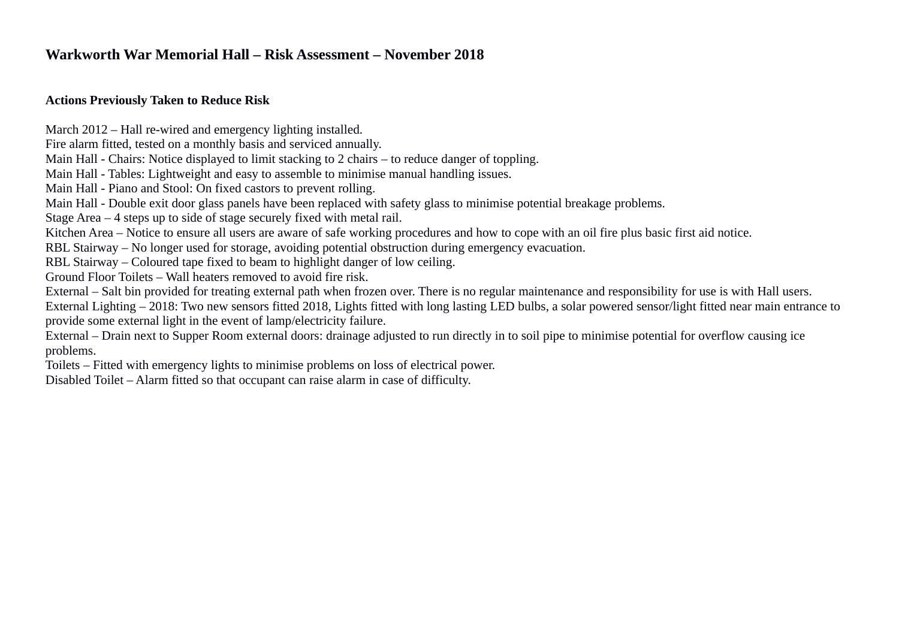## Warkworth War Memorial Hall – Risk Assessment – November 2018

### Actions Previously Taken to Reduce Risk

March 2012 – Hall re-wired and emergency lighting installed.
Fire alarm fitted, tested on a monthly basis and serviced annually.
Main Hall - Chairs: Notice displayed to limit stacking to 2 chairs – to reduce danger of toppling.
Main Hall - Tables: Lightweight and easy to assemble to minimise manual handling issues.
Main Hall - Piano and Stool: On fixed castors to prevent rolling.
Main Hall - Double exit door glass panels have been replaced with safety glass to minimise potential breakage problems.
Stage Area – 4 steps up to side of stage securely fixed with metal rail.
Kitchen Area – Notice to ensure all users are aware of safe working procedures and how to cope with an oil fire plus basic first aid notice.
RBL Stairway – No longer used for storage, avoiding potential obstruction during emergency evacuation.
RBL Stairway – Coloured tape fixed to beam to highlight danger of low ceiling.
Ground Floor Toilets – Wall heaters removed to avoid fire risk.
External – Salt bin provided for treating external path when frozen over. There is no regular maintenance and responsibility for use is with Hall users.
External Lighting – 2018: Two new sensors fitted 2018, Lights fitted with long lasting LED bulbs, a solar powered sensor/light fitted near main entrance to provide some external light in the event of lamp/electricity failure.
External – Drain next to Supper Room external doors: drainage adjusted to run directly in to soil pipe to minimise potential for overflow causing ice problems.
Toilets – Fitted with emergency lights to minimise problems on loss of electrical power.
Disabled Toilet – Alarm fitted so that occupant can raise alarm in case of difficulty.